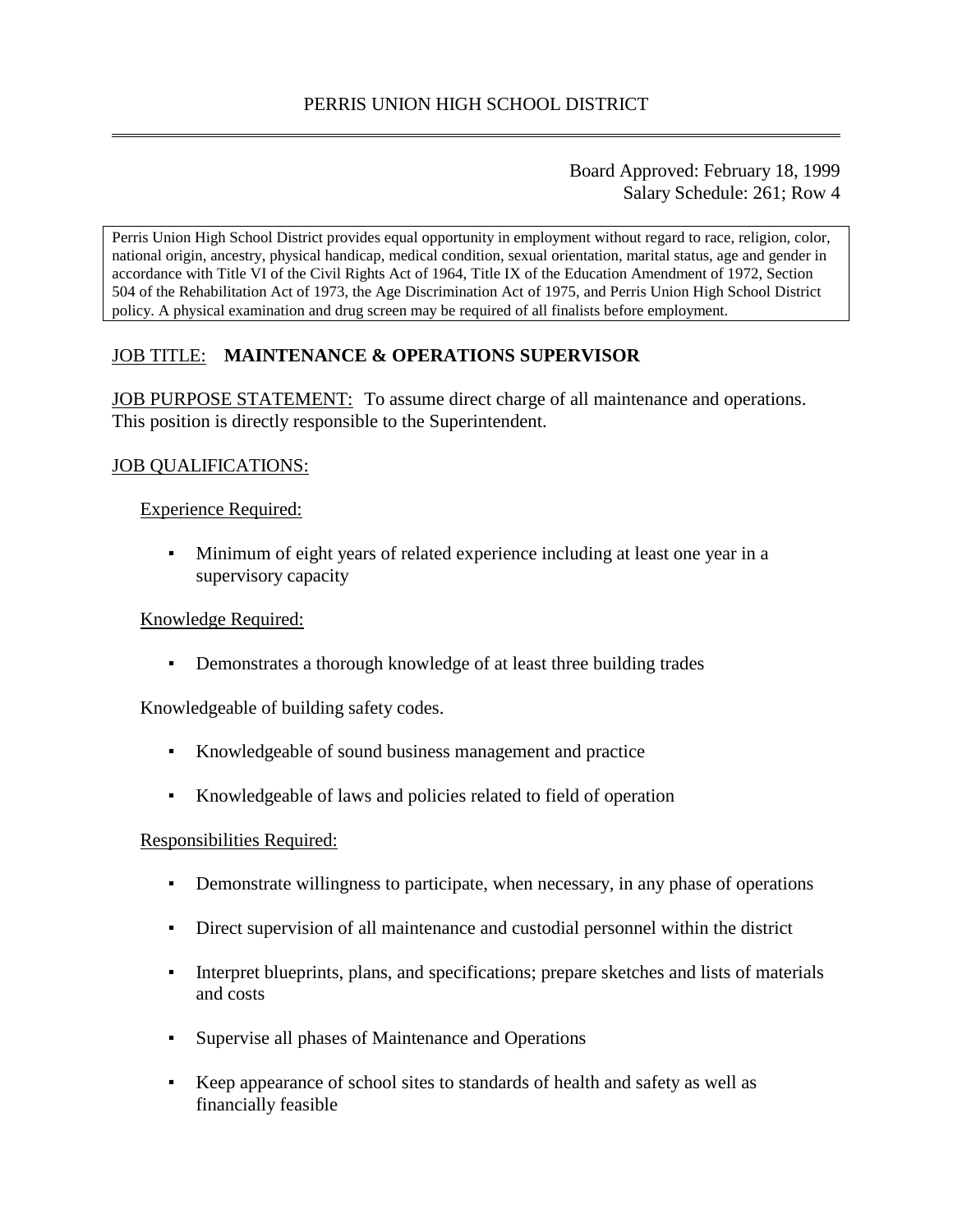# PERRIS UNION HIGH SCHOOL DISTRICT

Board Approved: February 18, 1999
Salary Schedule: 261; Row 4

Perris Union High School District provides equal opportunity in employment without regard to race, religion, color, national origin, ancestry, physical handicap, medical condition, sexual orientation, marital status, age and gender in accordance with Title VI of the Civil Rights Act of 1964, Title IX of the Education Amendment of 1972, Section 504 of the Rehabilitation Act of 1973, the Age Discrimination Act of 1975, and Perris Union High School District policy. A physical examination and drug screen may be required of all finalists before employment.

JOB TITLE: **MAINTENANCE & OPERATIONS SUPERVISOR**

JOB PURPOSE STATEMENT: To assume direct charge of all maintenance and operations. This position is directly responsible to the Superintendent.

JOB QUALIFICATIONS:

Experience Required:

- Minimum of eight years of related experience including at least one year in a supervisory capacity

Knowledge Required:

- Demonstrates a thorough knowledge of at least three building trades

Knowledgeable of building safety codes.

- Knowledgeable of sound business management and practice
- Knowledgeable of laws and policies related to field of operation

Responsibilities Required:

- Demonstrate willingness to participate, when necessary, in any phase of operations
- Direct supervision of all maintenance and custodial personnel within the district
- Interpret blueprints, plans, and specifications; prepare sketches and lists of materials and costs
- Supervise all phases of Maintenance and Operations
- Keep appearance of school sites to standards of health and safety as well as financially feasible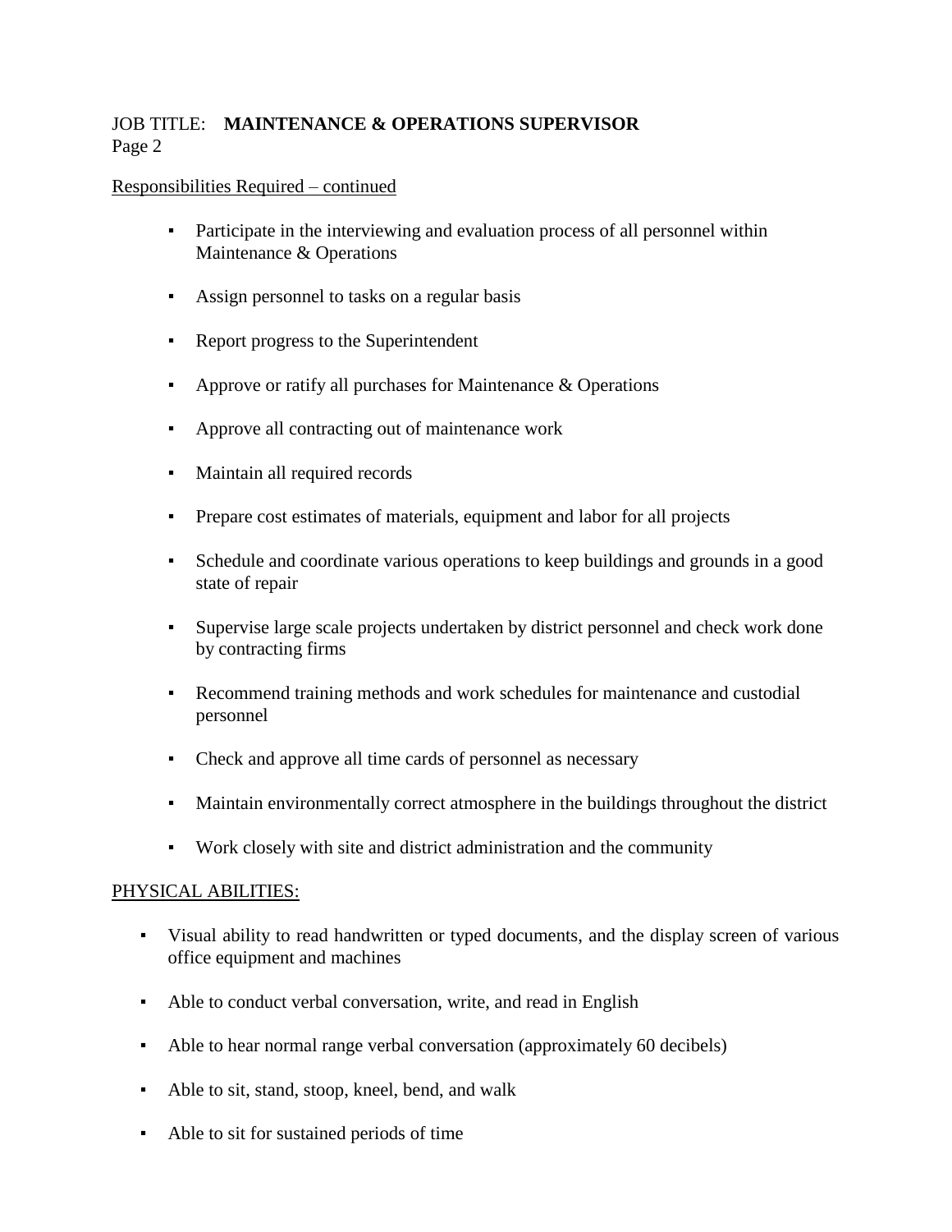JOB TITLE: **MAINTENANCE & OPERATIONS SUPERVISOR**
Page 2

Responsibilities Required – continued

- Participate in the interviewing and evaluation process of all personnel within Maintenance & Operations
- Assign personnel to tasks on a regular basis
- Report progress to the Superintendent
- Approve or ratify all purchases for Maintenance & Operations
- Approve all contracting out of maintenance work
- Maintain all required records
- Prepare cost estimates of materials, equipment and labor for all projects
- Schedule and coordinate various operations to keep buildings and grounds in a good state of repair
- Supervise large scale projects undertaken by district personnel and check work done by contracting firms
- Recommend training methods and work schedules for maintenance and custodial personnel
- Check and approve all time cards of personnel as necessary
- Maintain environmentally correct atmosphere in the buildings throughout the district
- Work closely with site and district administration and the community

PHYSICAL ABILITIES:

- Visual ability to read handwritten or typed documents, and the display screen of various office equipment and machines
- Able to conduct verbal conversation, write, and read in English
- Able to hear normal range verbal conversation (approximately 60 decibels)
- Able to sit, stand, stoop, kneel, bend, and walk
- Able to sit for sustained periods of time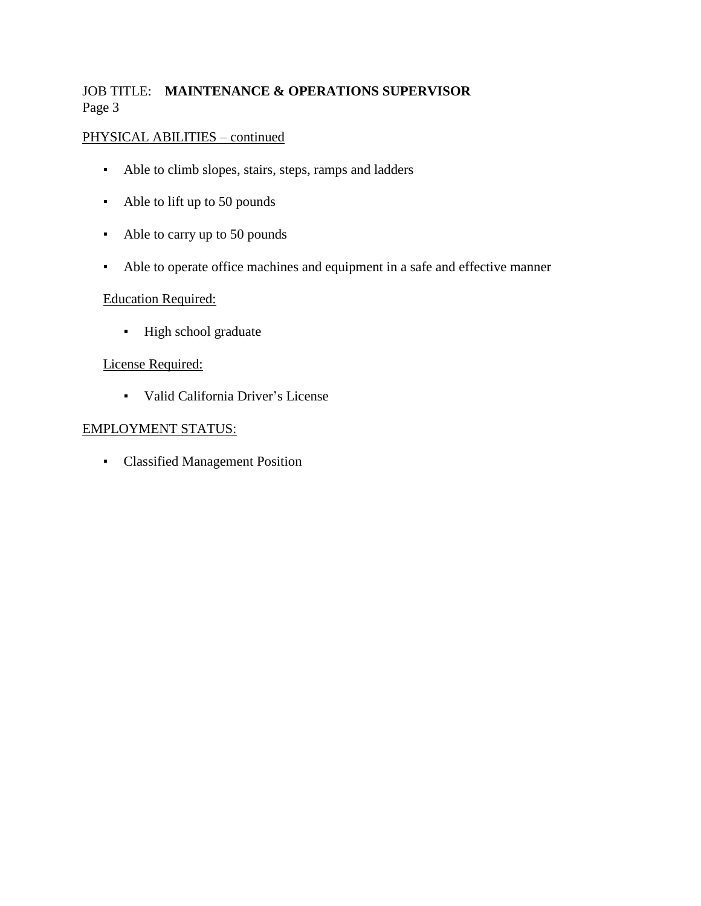PHYSICAL ABILITIES – continued

- Able to climb slopes, stairs, steps, ramps and ladders
- Able to lift up to 50 pounds
- Able to carry up to 50 pounds
- Able to operate office machines and equipment in a safe and effective manner

Education Required:

- High school graduate

License Required:

- Valid California Driver's License

EMPLOYMENT STATUS:

- Classified Management Position